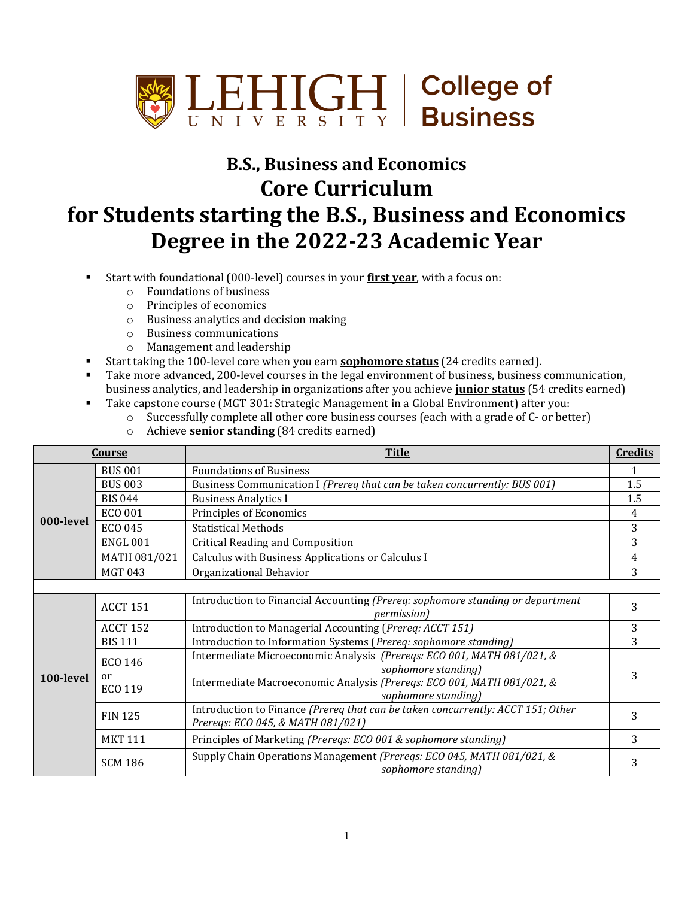Lehigh University College of Business

# B.S., Business and Economics

# Core Curriculum

# for Students starting the B.S., Business and Economics Degree in the 2022-23 Academic Year

- Start with foundational (000-level) courses in your **first year**, with a focus on:
  - Foundations of business
  - Principles of economics
  - Business analytics and decision making
  - Business communications
  - Management and leadership
- Start taking the 100-level core when you earn **sophomore status** (24 credits earned).
- Take more advanced, 200-level courses in the legal environment of business, business communication, business analytics, and leadership in organizations after you achieve **junior status** (54 credits earned)
- Take capstone course (MGT 301: Strategic Management in a Global Environment) after you:
  - Successfully complete all other core business courses (each with a grade of C- or better)
  - Achieve **senior standing** (84 credits earned)

| Course | | Title | Credits |
|---|---|---|---|
| **000-level** | BUS 001 | Foundations of Business | 1 |
| | BUS 003 | Business Communication I *(Prereq that can be taken concurrently: BUS 001)* | 1.5 |
| | BIS 044 | Business Analytics I | 1.5 |
| | ECO 001 | Principles of Economics | 4 |
| | ECO 045 | Statistical Methods | 3 |
| | ENGL 001 | Critical Reading and Composition | 3 |
| | MATH 081/021 | Calculus with Business Applications or Calculus I | 4 |
| | MGT 043 | Organizational Behavior | 3 |
| | | | |
| **100-level** | ACCT 151 | Introduction to Financial Accounting *(Prereq: sophomore standing or department permission)* | 3 |
| | ACCT 152 | Introduction to Managerial Accounting (*Prereq: ACCT 151)* | 3 |
| | BIS 111 | Introduction to Information Systems (*Prereq: sophomore standing)* | 3 |
| | ECO 146 or ECO 119 | Intermediate Microeconomic Analysis *(Prereqs: ECO 001, MATH 081/021, & sophomore standing)* Intermediate Macroeconomic Analysis *(Prereqs: ECO 001, MATH 081/021, & sophomore standing)* | 3 |
| | FIN 125 | Introduction to Finance *(Prereq that can be taken concurrently: ACCT 151; Other Prereqs: ECO 045, & MATH 081/021)* | 3 |
| | MKT 111 | Principles of Marketing *(Prereqs: ECO 001 & sophomore standing)* | 3 |
| | SCM 186 | Supply Chain Operations Management *(Prereqs: ECO 045, MATH 081/021, & sophomore standing)* | 3 |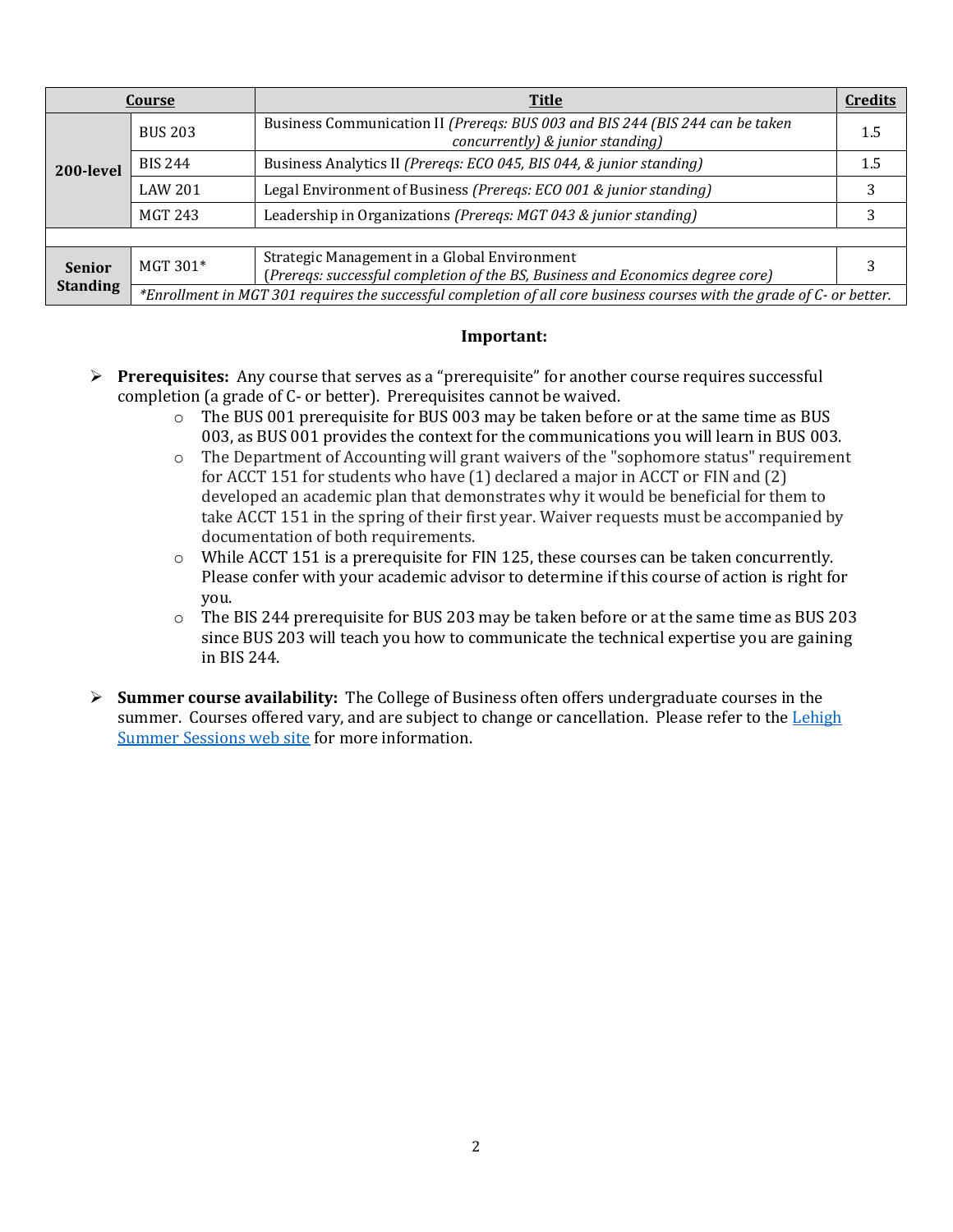| Course | | Title | Credits |
|---|---|---|---|
| 200-level | BUS 203 | Business Communication II *(Prereqs: BUS 003 and BIS 244 (BIS 244 can be taken concurrently) & junior standing)* | 1.5 |
| | BIS 244 | Business Analytics II *(Prereqs: ECO 045, BIS 044, & junior standing)* | 1.5 |
| | LAW 201 | Legal Environment of Business *(Prereqs: ECO 001 & junior standing)* | 3 |
| | MGT 243 | Leadership in Organizations *(Prereqs: MGT 043 & junior standing)* | 3 |
| | | | |
| Senior Standing | MGT 301* | Strategic Management in a Global Environment (*Prereqs: successful completion of the BS, Business and Economics degree core)* | 3 |
| | *\*Enrollment in MGT 301 requires the successful completion of all core business courses with the grade of C- or better.* | | |

**Important:**

- **Prerequisites:** Any course that serves as a "prerequisite" for another course requires successful completion (a grade of C- or better). Prerequisites cannot be waived.
  - The BUS 001 prerequisite for BUS 003 may be taken before or at the same time as BUS 003, as BUS 001 provides the context for the communications you will learn in BUS 003.
  - The Department of Accounting will grant waivers of the "sophomore status" requirement for ACCT 151 for students who have (1) declared a major in ACCT or FIN and (2) developed an academic plan that demonstrates why it would be beneficial for them to take ACCT 151 in the spring of their first year. Waiver requests must be accompanied by documentation of both requirements.
  - While ACCT 151 is a prerequisite for FIN 125, these courses can be taken concurrently. Please confer with your academic advisor to determine if this course of action is right for you.
  - The BIS 244 prerequisite for BUS 203 may be taken before or at the same time as BUS 203 since BUS 203 will teach you how to communicate the technical expertise you are gaining in BIS 244.

- **Summer course availability:** The College of Business often offers undergraduate courses in the summer. Courses offered vary, and are subject to change or cancellation. Please refer to the Lehigh Summer Sessions web site for more information.